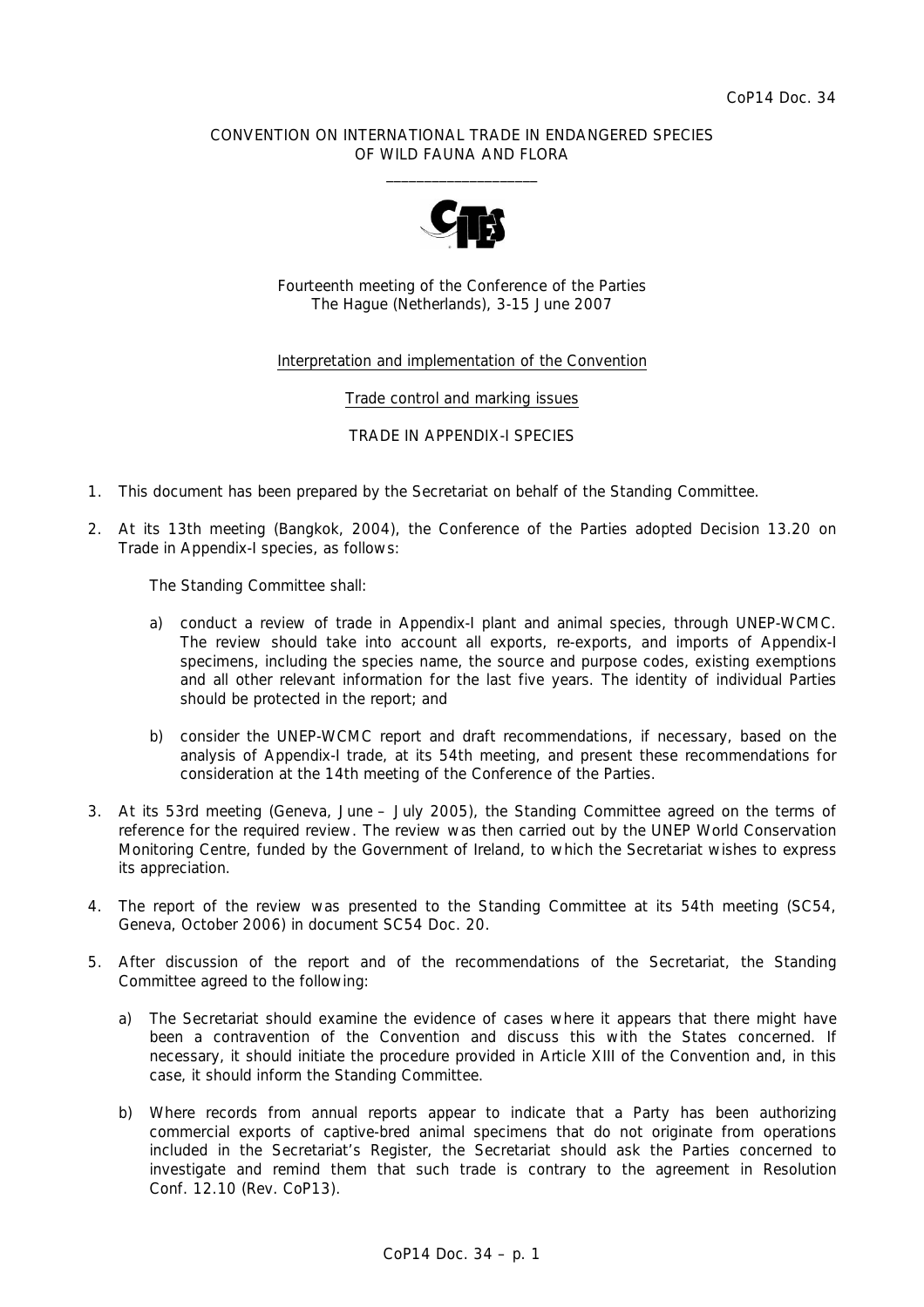CoP14 Doc. 34

CONVENTION ON INTERNATIONAL TRADE IN ENDANGERED SPECIES OF WILD FAUNA AND FLORA

\_\_\_\_\_\_\_\_\_\_\_\_\_\_\_\_\_\_\_\_

Fourteenth meeting of the Conference of the Parties
The Hague (Netherlands), 3-15 June 2007

Interpretation and implementation of the Convention

Trade control and marking issues

TRADE IN APPENDIX-I SPECIES

1. This document has been prepared by the Secretariat on behalf of the Standing Committee.

2. At its 13th meeting (Bangkok, 2004), the Conference of the Parties adopted Decision 13.20 on Trade in Appendix-I species, as follows:

   The Standing Committee shall:

   a) conduct a review of trade in Appendix-I plant and animal species, through UNEP-WCMC. The review should take into account all exports, re-exports, and imports of Appendix-I specimens, including the species name, the source and purpose codes, existing exemptions and all other relevant information for the last five years. The identity of individual Parties should be protected in the report; and

   b) consider the UNEP-WCMC report and draft recommendations, if necessary, based on the analysis of Appendix-I trade, at its 54th meeting, and present these recommendations for consideration at the 14th meeting of the Conference of the Parties.

3. At its 53rd meeting (Geneva, June – July 2005), the Standing Committee agreed on the terms of reference for the required review. The review was then carried out by the UNEP World Conservation Monitoring Centre, funded by the Government of Ireland, to which the Secretariat wishes to express its appreciation.

4. The report of the review was presented to the Standing Committee at its 54th meeting (SC54, Geneva, October 2006) in document SC54 Doc. 20.

5. After discussion of the report and of the recommendations of the Secretariat, the Standing Committee agreed to the following:

   a) The Secretariat should examine the evidence of cases where it appears that there might have been a contravention of the Convention and discuss this with the States concerned. If necessary, it should initiate the procedure provided in Article XIII of the Convention and, in this case, it should inform the Standing Committee.

   b) Where records from annual reports appear to indicate that a Party has been authorizing commercial exports of captive-bred animal specimens that do not originate from operations included in the Secretariat's Register, the Secretariat should ask the Parties concerned to investigate and remind them that such trade is contrary to the agreement in Resolution Conf. 12.10 (Rev. CoP13).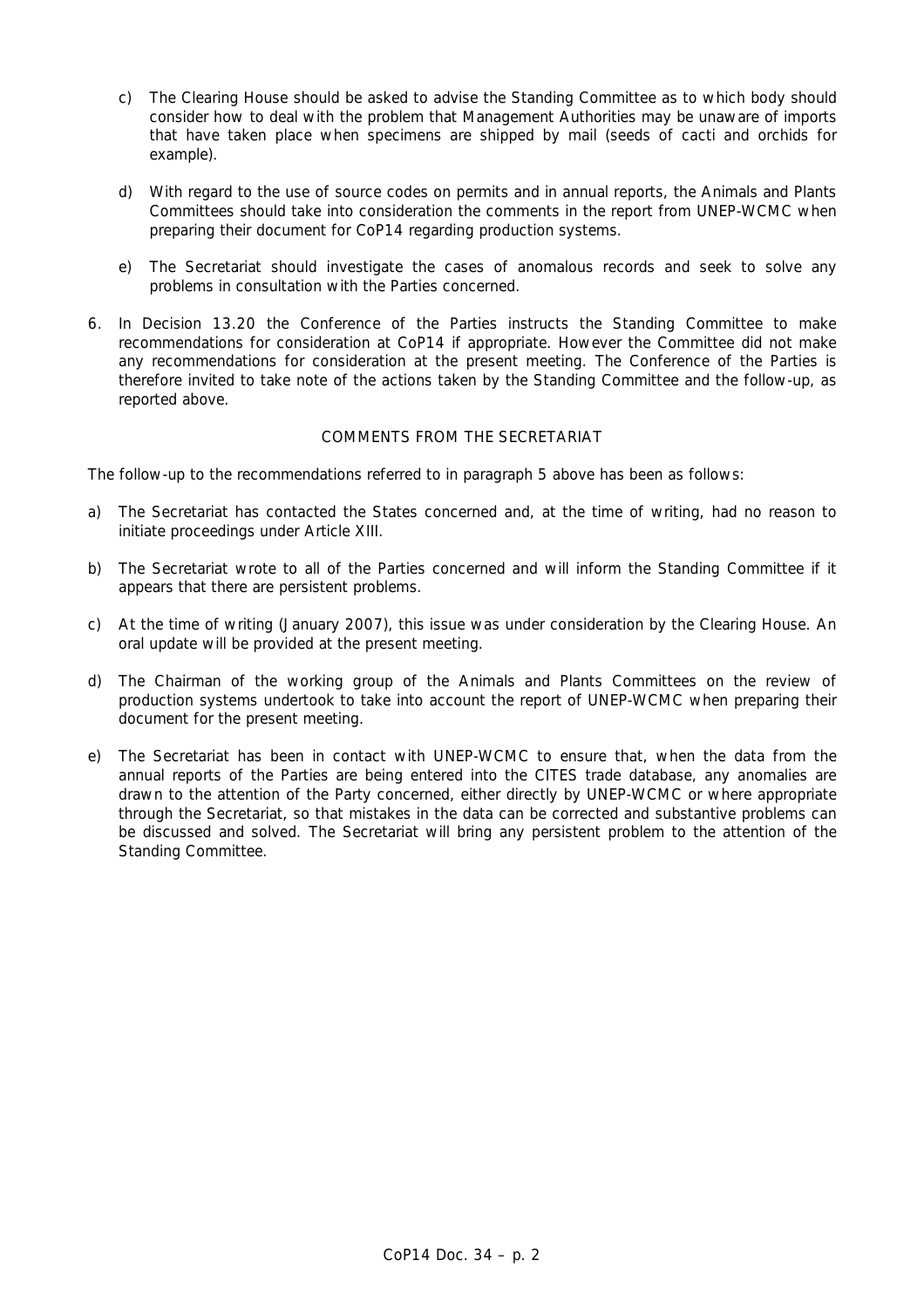c) The Clearing House should be asked to advise the Standing Committee as to which body should consider how to deal with the problem that Management Authorities may be unaware of imports that have taken place when specimens are shipped by mail (seeds of cacti and orchids for example).

d) With regard to the use of source codes on permits and in annual reports, the Animals and Plants Committees should take into consideration the comments in the report from UNEP-WCMC when preparing their document for CoP14 regarding production systems.

e) The Secretariat should investigate the cases of anomalous records and seek to solve any problems in consultation with the Parties concerned.

6. In Decision 13.20 the Conference of the Parties instructs the Standing Committee to make recommendations for consideration at CoP14 if appropriate. However the Committee did not make any recommendations for consideration at the present meeting. The Conference of the Parties is therefore invited to take note of the actions taken by the Standing Committee and the follow-up, as reported above.

## COMMENTS FROM THE SECRETARIAT

The follow-up to the recommendations referred to in paragraph 5 above has been as follows:

a) The Secretariat has contacted the States concerned and, at the time of writing, had no reason to initiate proceedings under Article XIII.

b) The Secretariat wrote to all of the Parties concerned and will inform the Standing Committee if it appears that there are persistent problems.

c) At the time of writing (January 2007), this issue was under consideration by the Clearing House. An oral update will be provided at the present meeting.

d) The Chairman of the working group of the Animals and Plants Committees on the review of production systems undertook to take into account the report of UNEP-WCMC when preparing their document for the present meeting.

e) The Secretariat has been in contact with UNEP-WCMC to ensure that, when the data from the annual reports of the Parties are being entered into the CITES trade database, any anomalies are drawn to the attention of the Party concerned, either directly by UNEP-WCMC or where appropriate through the Secretariat, so that mistakes in the data can be corrected and substantive problems can be discussed and solved. The Secretariat will bring any persistent problem to the attention of the Standing Committee.